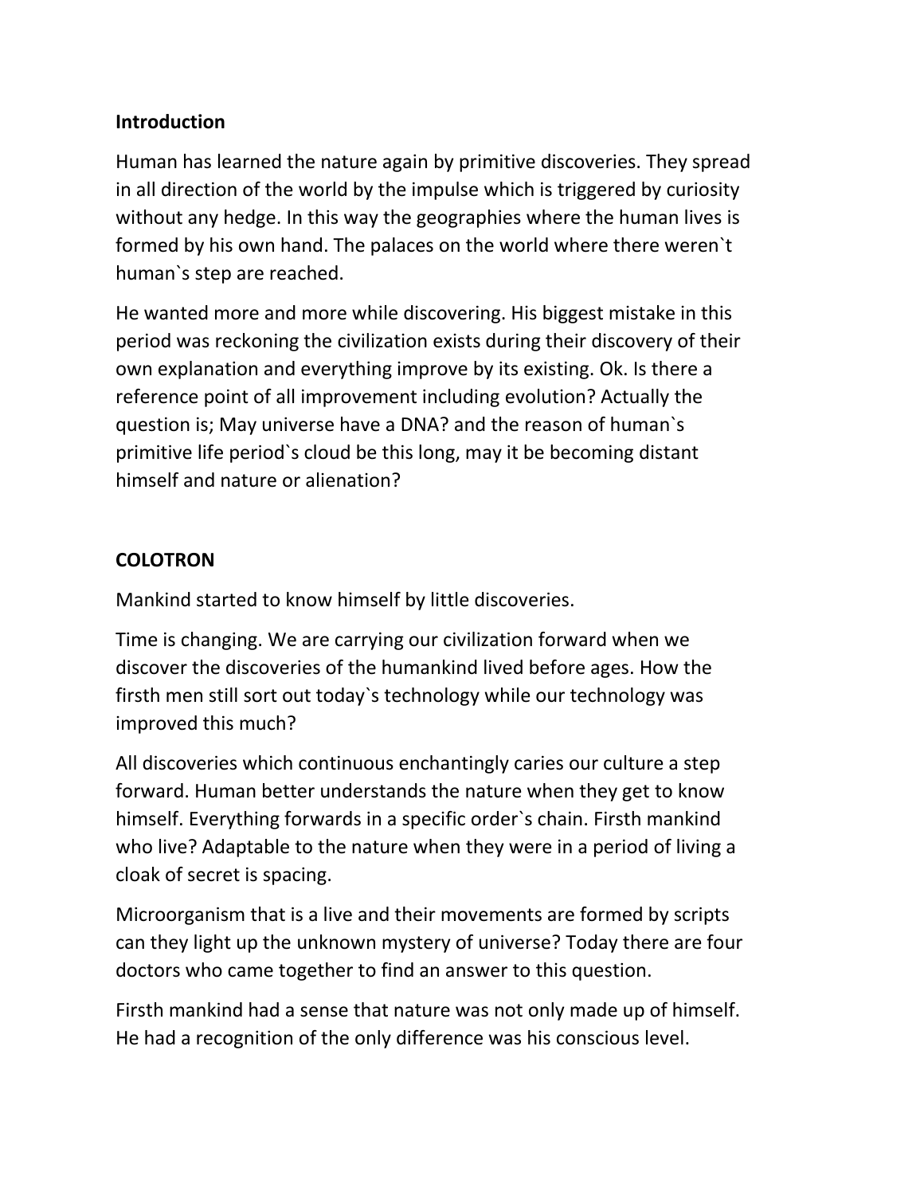## Introduction

Human has learned the nature again by primitive discoveries. They spread in all direction of the world by the impulse which is triggered by curiosity without any hedge. In this way the geographies where the human lives is formed by his own hand. The palaces on the world where there weren`t human`s step are reached.

He wanted more and more while discovering. His biggest mistake in this period was reckoning the civilization exists during their discovery of their own explanation and everything improve by its existing. Ok. Is there a reference point of all improvement including evolution? Actually the question is; May universe have a DNA? and the reason of human`s primitive life period`s cloud be this long, may it be becoming distant himself and nature or alienation?

## COLOTRON

Mankind started to know himself by little discoveries.

Time is changing. We are carrying our civilization forward when we discover the discoveries of the humankind lived before ages. How the firsth men still sort out today`s technology while our technology was improved this much?

All discoveries which continuous enchantingly caries our culture a step forward. Human better understands the nature when they get to know himself. Everything forwards in a specific order`s chain. Firsth mankind who live? Adaptable to the nature when they were in a period of living a cloak of secret is spacing.

Microorganism that is a live and their movements are formed by scripts can they light up the unknown mystery of universe? Today there are four doctors who came together to find an answer to this question.

Firsth mankind had a sense that nature was not only made up of himself. He had a recognition of the only difference was his conscious level.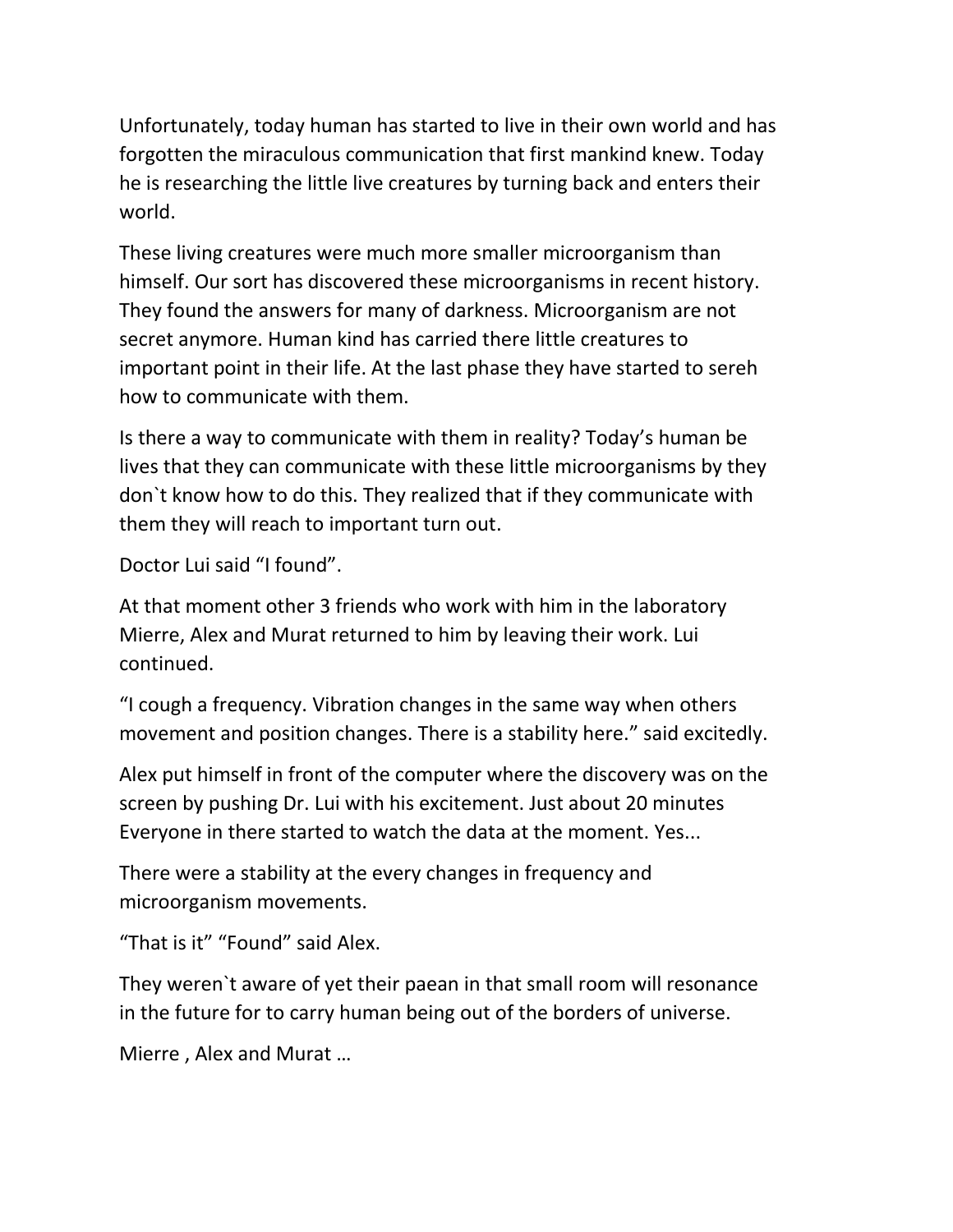Unfortunately, today human has started to live in their own world and has forgotten the miraculous communication that first mankind knew. Today he is researching the little live creatures by turning back and enters their world.

These living creatures were much more smaller microorganism than himself. Our sort has discovered these microorganisms in recent history. They found the answers for many of darkness. Microorganism are not secret anymore. Human kind has carried there little creatures to important point in their life. At the last phase they have started to sereh how to communicate with them.

Is there a way to communicate with them in reality? Today's human be lives that they can communicate with these little microorganisms by they don`t know how to do this. They realized that if they communicate with them they will reach to important turn out.

Doctor Lui said "I found".

At that moment other 3 friends who work with him in the laboratory Mierre, Alex and Murat returned to him by leaving their work. Lui continued.

"I cough a frequency. Vibration changes in the same way when others movement and position changes. There is a stability here." said excitedly.

Alex put himself in front of the computer where the discovery was on the screen by pushing Dr. Lui with his excitement. Just about 20 minutes Everyone in there started to watch the data at the moment. Yes...

There were a stability at the every changes in frequency and microorganism movements.

"That is it" "Found" said Alex.

They weren`t aware of yet their paean in that small room will resonance in the future for to carry human being out of the borders of universe.

Mierre , Alex and Murat …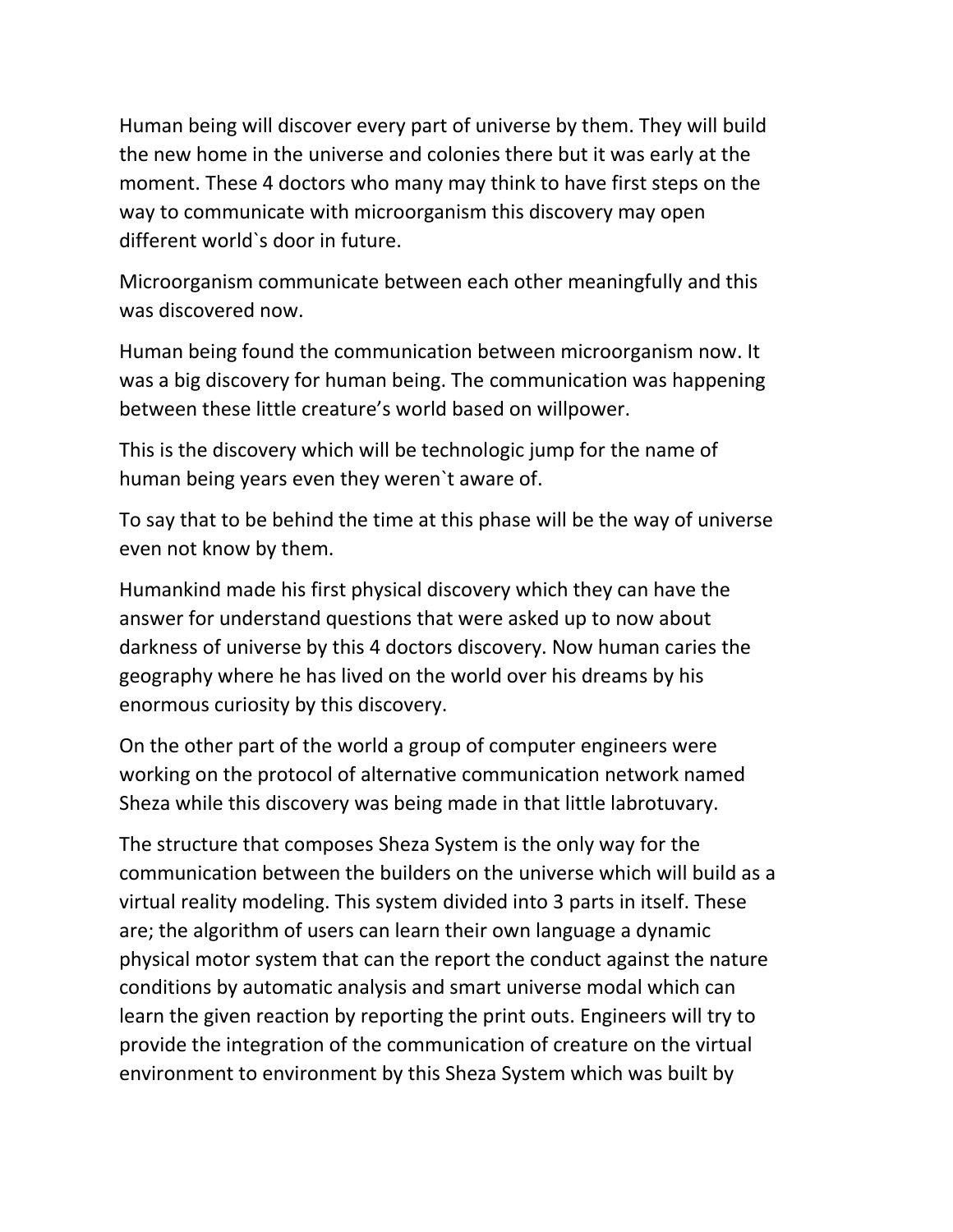Human being will discover every part of universe by them. They will build the new home in the universe and colonies there but it was early at the moment. These 4 doctors who many may think to have first steps on the way to communicate with microorganism this discovery may open different world`s door in future.

Microorganism communicate between each other meaningfully and this was discovered now.

Human being found the communication between microorganism now. It was a big discovery for human being. The communication was happening between these little creature's world based on willpower.

This is the discovery which will be technologic jump for the name of human being years even they weren`t aware of.

To say that to be behind the time at this phase will be the way of universe even not know by them.

Humankind made his first physical discovery which they can have the answer for understand questions that were asked up to now about darkness of universe by this 4 doctors discovery. Now human caries the geography where he has lived on the world over his dreams by his enormous curiosity by this discovery.

On the other part of the world a group of computer engineers were working on the protocol of alternative communication network named Sheza while this discovery was being made in that little labrotuvary.

The structure that composes Sheza System is the only way for the communication between the builders on the universe which will build as a virtual reality modeling. This system divided into 3 parts in itself. These are; the algorithm of users can learn their own language a dynamic physical motor system that can the report the conduct against the nature conditions by automatic analysis and smart universe modal which can learn the given reaction by reporting the print outs. Engineers will try to provide the integration of the communication of creature on the virtual environment to environment by this Sheza System which was built by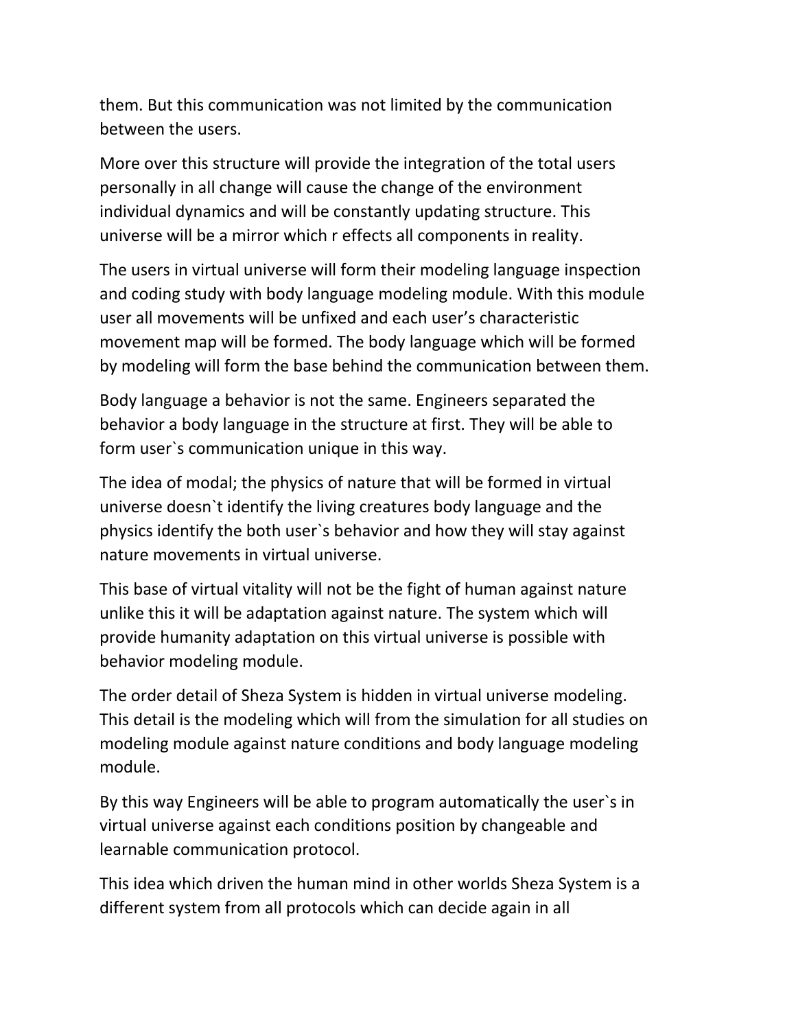them. But this communication was not limited by the communication between the users.

More over this structure will provide the integration of the total users personally in all change will cause the change of the environment individual dynamics and will be constantly updating structure. This universe will be a mirror which r effects all components in reality.

The users in virtual universe will form their modeling language inspection and coding study with body language modeling module. With this module user all movements will be unfixed and each user's characteristic movement map will be formed. The body language which will be formed by modeling will form the base behind the communication between them.

Body language a behavior is not the same. Engineers separated the behavior a body language in the structure at first. They will be able to form user`s communication unique in this way.

The idea of modal; the physics of nature that will be formed in virtual universe doesn`t identify the living creatures body language and the physics identify the both user`s behavior and how they will stay against nature movements in virtual universe.

This base of virtual vitality will not be the fight of human against nature unlike this it will be adaptation against nature. The system which will provide humanity adaptation on this virtual universe is possible with behavior modeling module.

The order detail of Sheza System is hidden in virtual universe modeling. This detail is the modeling which will from the simulation for all studies on modeling module against nature conditions and body language modeling module.

By this way Engineers will be able to program automatically the user`s in virtual universe against each conditions position by changeable and learnable communication protocol.

This idea which driven the human mind in other worlds Sheza System is a different system from all protocols which can decide again in all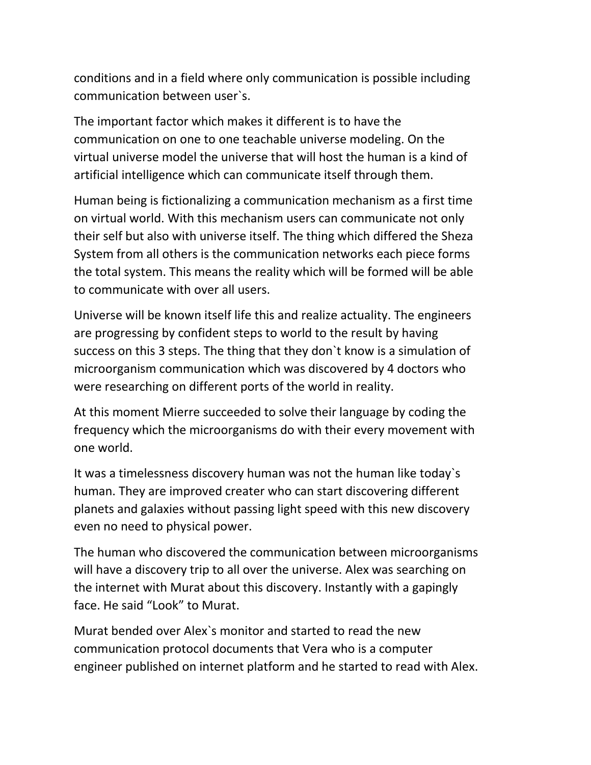conditions and in a field where only communication is possible including communication between user`s.

The important factor which makes it different is to have the communication on one to one teachable universe modeling. On the virtual universe model the universe that will host the human is a kind of artificial intelligence which can communicate itself through them.

Human being is fictionalizing a communication mechanism as a first time on virtual world. With this mechanism users can communicate not only their self but also with universe itself. The thing which differed the Sheza System from all others is the communication networks each piece forms the total system. This means the reality which will be formed will be able to communicate with over all users.

Universe will be known itself life this and realize actuality. The engineers are progressing by confident steps to world to the result by having success on this 3 steps. The thing that they don`t know is a simulation of microorganism communication which was discovered by 4 doctors who were researching on different ports of the world in reality.

At this moment Mierre succeeded to solve their language by coding the frequency which the microorganisms do with their every movement with one world.

It was a timelessness discovery human was not the human like today`s human. They are improved creater who can start discovering different planets and galaxies without passing light speed with this new discovery even no need to physical power.

The human who discovered the communication between microorganisms will have a discovery trip to all over the universe. Alex was searching on the internet with Murat about this discovery. Instantly with a gapingly face. He said "Look" to Murat.

Murat bended over Alex`s monitor and started to read the new communication protocol documents that Vera who is a computer engineer published on internet platform and he started to read with Alex.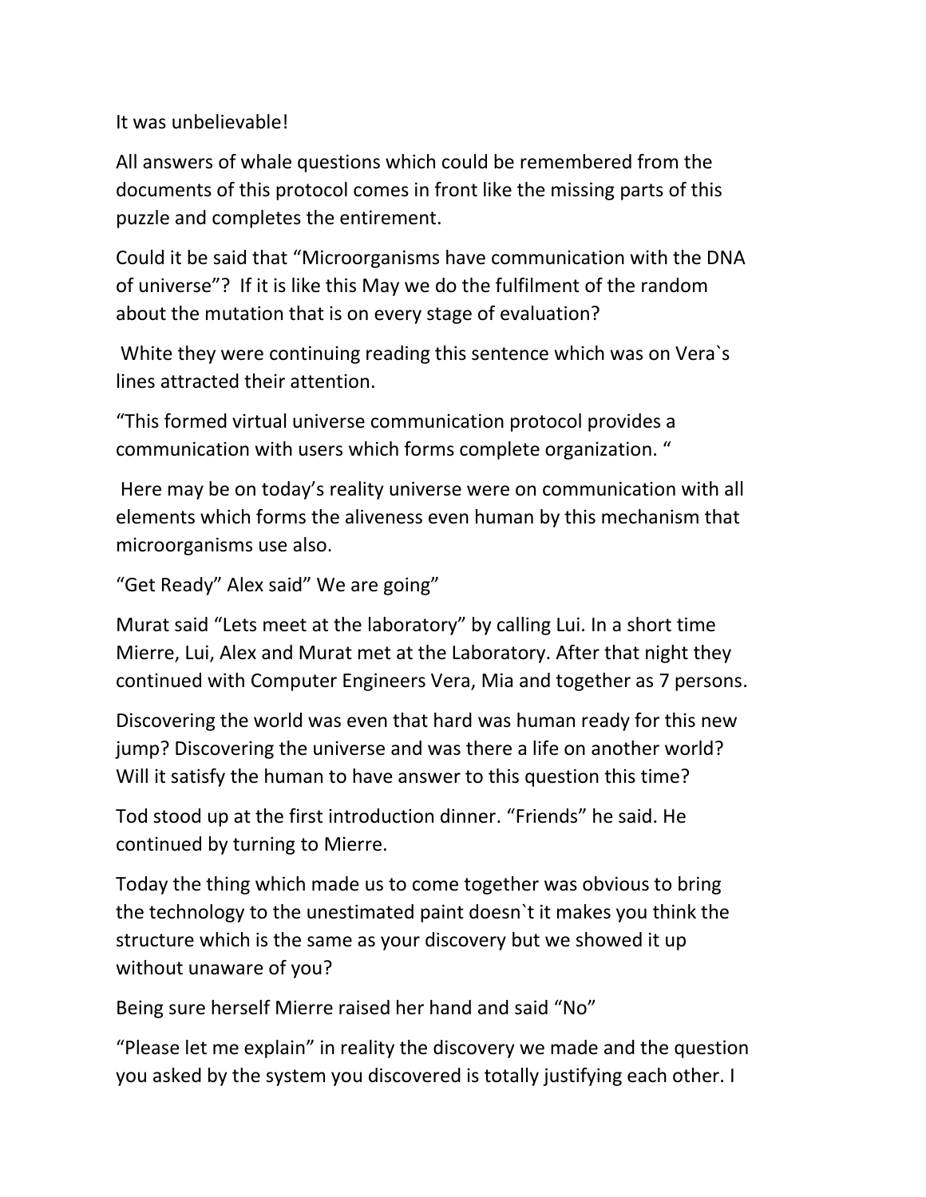It was unbelievable!

All answers of whale questions which could be remembered from the documents of this protocol comes in front like the missing parts of this puzzle and completes the entirement.

Could it be said that “Microorganisms have communication with the DNA of universe”? If it is like this May we do the fulfilment of the random about the mutation that is on every stage of evaluation?

White they were continuing reading this sentence which was on Vera`s lines attracted their attention.

“This formed virtual universe communication protocol provides a communication with users which forms complete organization. “

Here may be on today’s reality universe were on communication with all elements which forms the aliveness even human by this mechanism that microorganisms use also.

“Get Ready” Alex said” We are going”

Murat said “Lets meet at the laboratory” by calling Lui. In a short time Mierre, Lui, Alex and Murat met at the Laboratory. After that night they continued with Computer Engineers Vera, Mia and together as 7 persons.

Discovering the world was even that hard was human ready for this new jump? Discovering the universe and was there a life on another world? Will it satisfy the human to have answer to this question this time?

Tod stood up at the first introduction dinner. “Friends” he said. He continued by turning to Mierre.

Today the thing which made us to come together was obvious to bring the technology to the unestimated paint doesn`t it makes you think the structure which is the same as your discovery but we showed it up without unaware of you?

Being sure herself Mierre raised her hand and said “No”

“Please let me explain” in reality the discovery we made and the question you asked by the system you discovered is totally justifying each other. I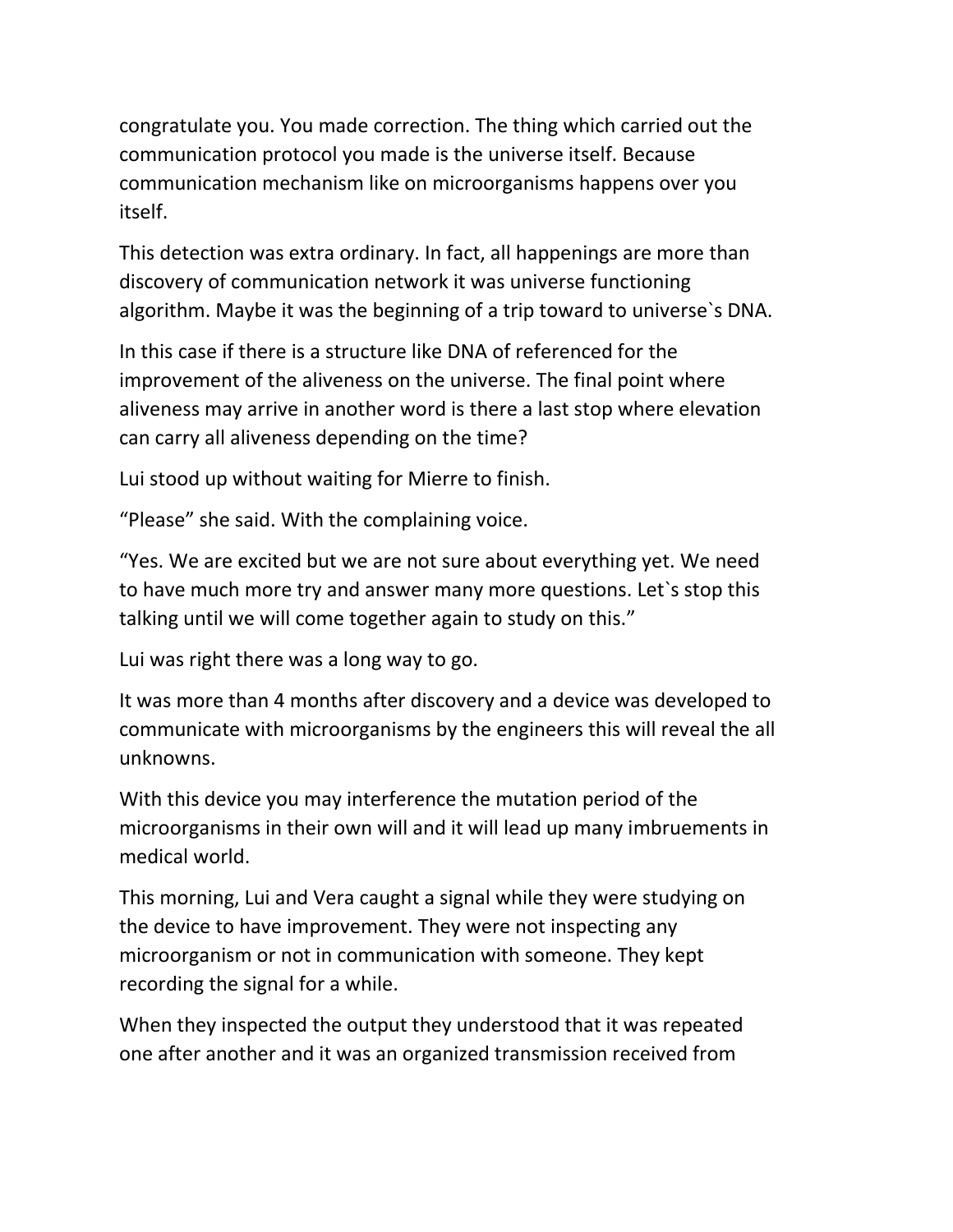congratulate you. You made correction. The thing which carried out the communication protocol you made is the universe itself. Because communication mechanism like on microorganisms happens over you itself.

This detection was extra ordinary. In fact, all happenings are more than discovery of communication network it was universe functioning algorithm. Maybe it was the beginning of a trip toward to universe`s DNA.

In this case if there is a structure like DNA of referenced for the improvement of the aliveness on the universe. The final point where aliveness may arrive in another word is there a last stop where elevation can carry all aliveness depending on the time?

Lui stood up without waiting for Mierre to finish.

“Please” she said. With the complaining voice.

“Yes. We are excited but we are not sure about everything yet. We need to have much more try and answer many more questions. Let`s stop this talking until we will come together again to study on this.”

Lui was right there was a long way to go.

It was more than 4 months after discovery and a device was developed to communicate with microorganisms by the engineers this will reveal the all unknowns.

With this device you may interference the mutation period of the microorganisms in their own will and it will lead up many imbruements in medical world.

This morning, Lui and Vera caught a signal while they were studying on the device to have improvement. They were not inspecting any microorganism or not in communication with someone. They kept recording the signal for a while.

When they inspected the output they understood that it was repeated one after another and it was an organized transmission received from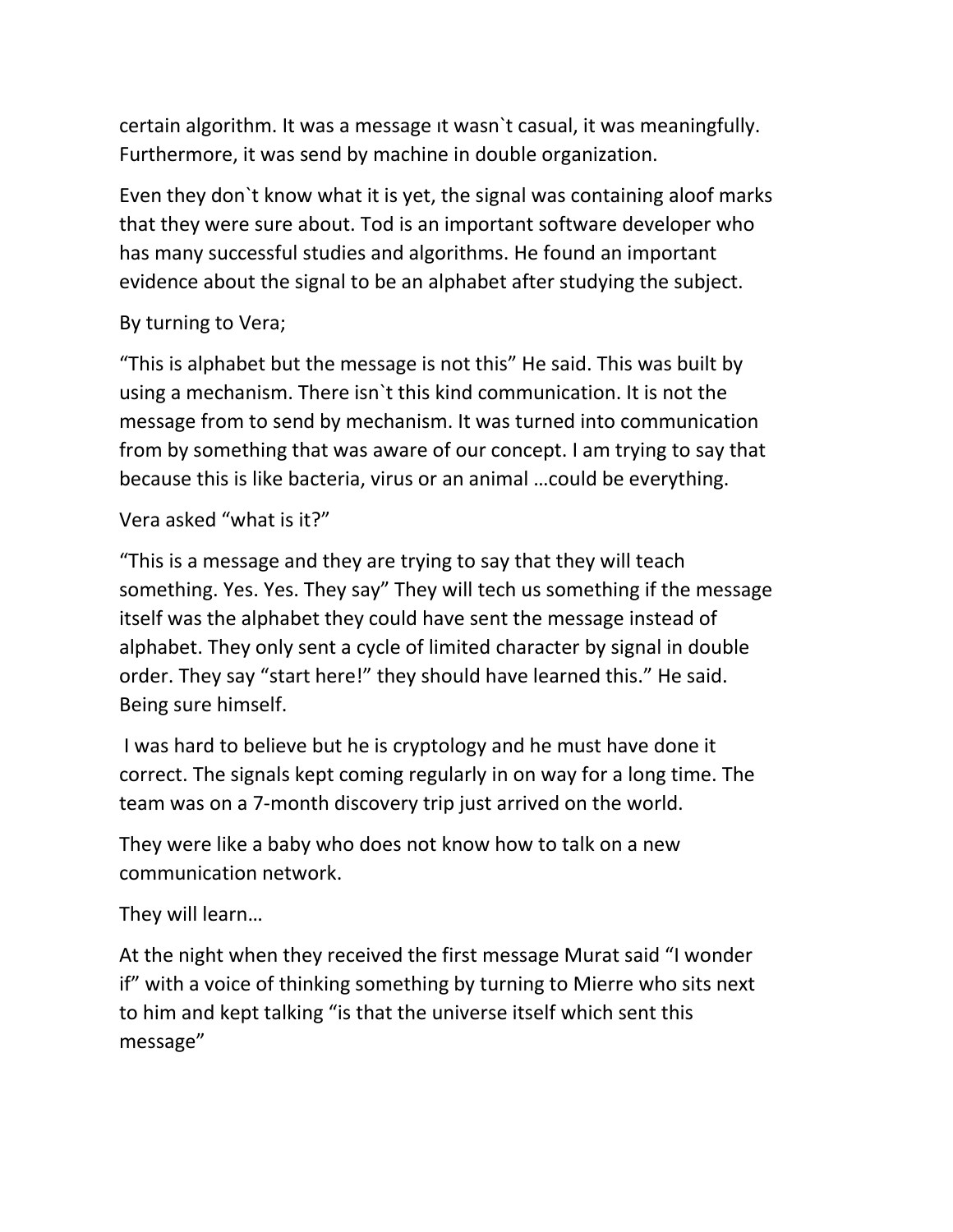certain algorithm. It was a message ıt wasn`t casual, it was meaningfully. Furthermore, it was send by machine in double organization.

Even they don`t know what it is yet, the signal was containing aloof marks that they were sure about. Tod is an important software developer who has many successful studies and algorithms. He found an important evidence about the signal to be an alphabet after studying the subject.

By turning to Vera;

"This is alphabet but the message is not this" He said. This was built by using a mechanism. There isn`t this kind communication. It is not the message from to send by mechanism. It was turned into communication from by something that was aware of our concept. I am trying to say that because this is like bacteria, virus or an animal …could be everything.

Vera asked "what is it?"

"This is a message and they are trying to say that they will teach something. Yes. Yes. They say" They will tech us something if the message itself was the alphabet they could have sent the message instead of alphabet. They only sent a cycle of limited character by signal in double order. They say "start here!" they should have learned this." He said. Being sure himself.

I was hard to believe but he is cryptology and he must have done it correct. The signals kept coming regularly in on way for a long time. The team was on a 7-month discovery trip just arrived on the world.

They were like a baby who does not know how to talk on a new communication network.

They will learn…

At the night when they received the first message Murat said "I wonder if" with a voice of thinking something by turning to Mierre who sits next to him and kept talking "is that the universe itself which sent this message"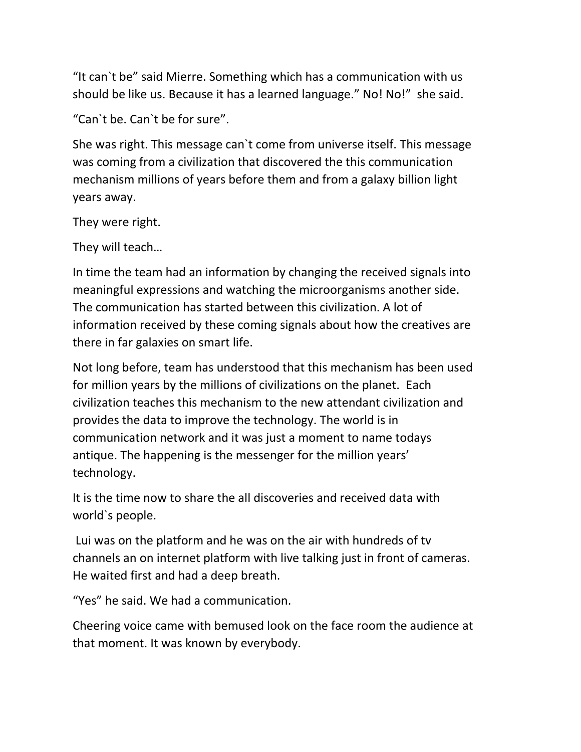“It can`t be” said Mierre. Something which has a communication with us should be like us. Because it has a learned language.” No! No!”  she said.

“Can`t be. Can`t be for sure”.

She was right. This message can`t come from universe itself. This message was coming from a civilization that discovered the this communication mechanism millions of years before them and from a galaxy billion light years away.

They were right.

They will teach…

In time the team had an information by changing the received signals into meaningful expressions and watching the microorganisms another side. The communication has started between this civilization. A lot of information received by these coming signals about how the creatives are there in far galaxies on smart life.

Not long before, team has understood that this mechanism has been used for million years by the millions of civilizations on the planet.  Each civilization teaches this mechanism to the new attendant civilization and provides the data to improve the technology. The world is in communication network and it was just a moment to name todays antique. The happening is the messenger for the million years’ technology.

It is the time now to share the all discoveries and received data with world`s people.

Lui was on the platform and he was on the air with hundreds of tv channels an on internet platform with live talking just in front of cameras. He waited first and had a deep breath.

“Yes” he said. We had a communication.

Cheering voice came with bemused look on the face room the audience at that moment. It was known by everybody.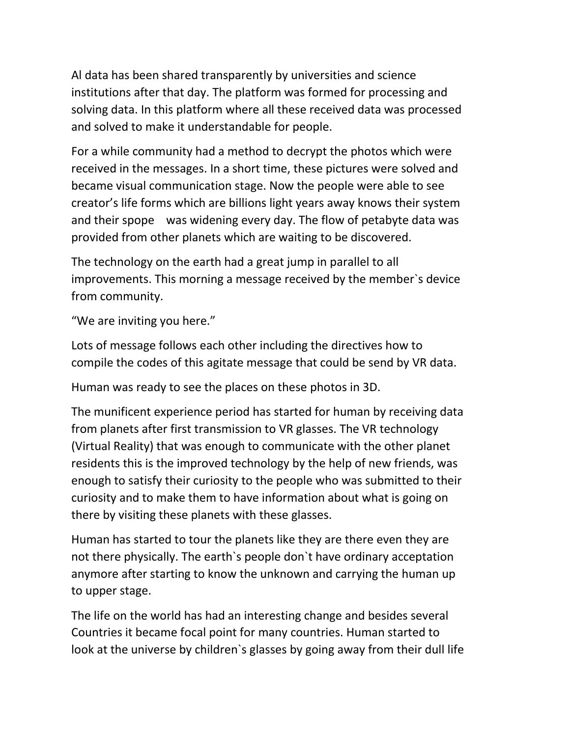Al data has been shared transparently by universities and science institutions after that day. The platform was formed for processing and solving data. In this platform where all these received data was processed and solved to make it understandable for people.

For a while community had a method to decrypt the photos which were received in the messages. In a short time, these pictures were solved and became visual communication stage. Now the people were able to see creator's life forms which are billions light years away knows their system and their spope was widening every day. The flow of petabyte data was provided from other planets which are waiting to be discovered.

The technology on the earth had a great jump in parallel to all improvements. This morning a message received by the member`s device from community.

"We are inviting you here."

Lots of message follows each other including the directives how to compile the codes of this agitate message that could be send by VR data.

Human was ready to see the places on these photos in 3D.

The munificent experience period has started for human by receiving data from planets after first transmission to VR glasses. The VR technology (Virtual Reality) that was enough to communicate with the other planet residents this is the improved technology by the help of new friends, was enough to satisfy their curiosity to the people who was submitted to their curiosity and to make them to have information about what is going on there by visiting these planets with these glasses.

Human has started to tour the planets like they are there even they are not there physically. The earth`s people don`t have ordinary acceptation anymore after starting to know the unknown and carrying the human up to upper stage.

The life on the world has had an interesting change and besides several Countries it became focal point for many countries. Human started to look at the universe by children`s glasses by going away from their dull life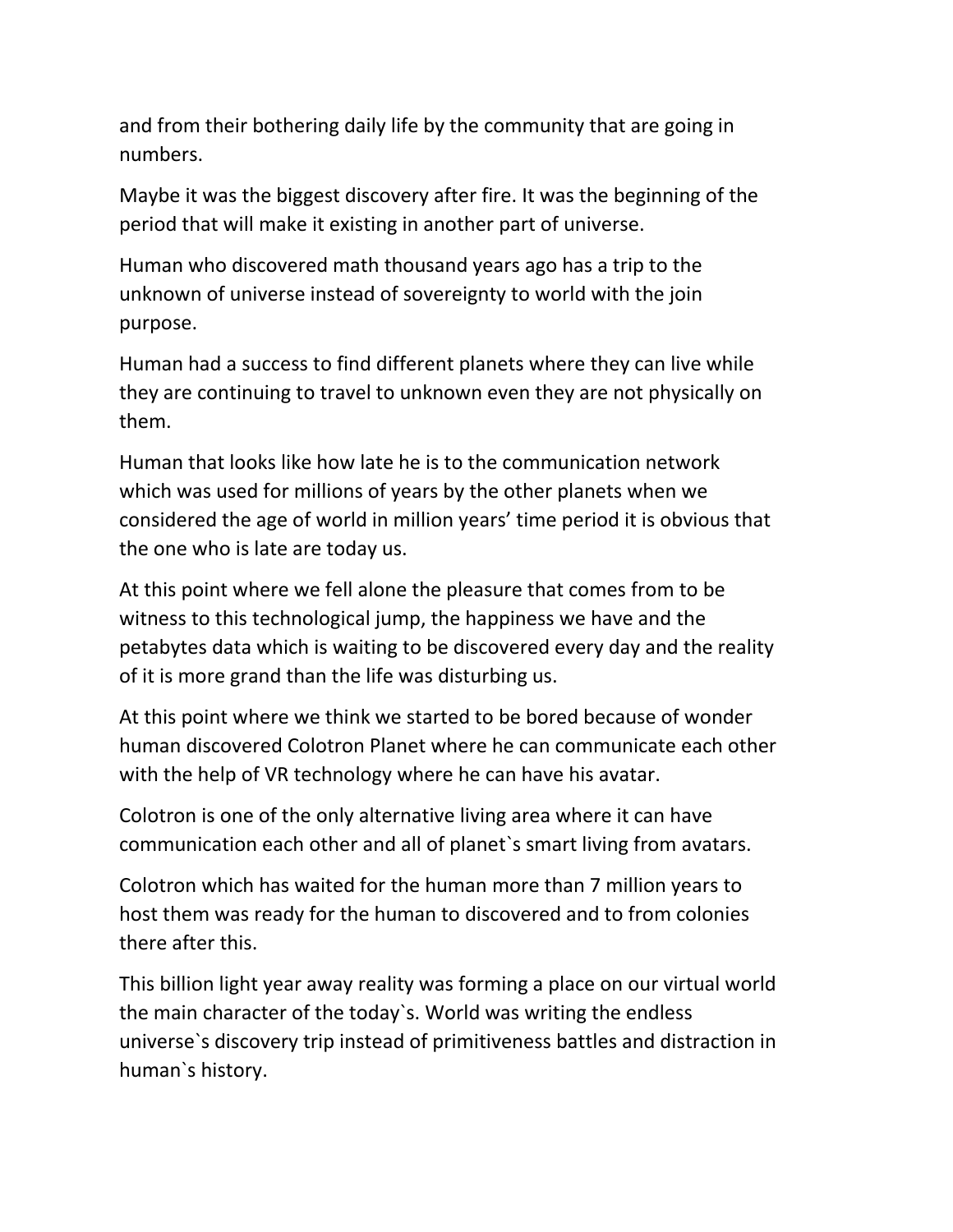and from their bothering daily life by the community that are going in numbers.

Maybe it was the biggest discovery after fire. It was the beginning of the period that will make it existing in another part of universe.

Human who discovered math thousand years ago has a trip to the unknown of universe instead of sovereignty to world with the join purpose.

Human had a success to find different planets where they can live while they are continuing to travel to unknown even they are not physically on them.

Human that looks like how late he is to the communication network which was used for millions of years by the other planets when we considered the age of world in million years' time period it is obvious that the one who is late are today us.

At this point where we fell alone the pleasure that comes from to be witness to this technological jump, the happiness we have and the petabytes data which is waiting to be discovered every day and the reality of it is more grand than the life was disturbing us.

At this point where we think we started to be bored because of wonder human discovered Colotron Planet where he can communicate each other with the help of VR technology where he can have his avatar.

Colotron is one of the only alternative living area where it can have communication each other and all of planet`s smart living from avatars.

Colotron which has waited for the human more than 7 million years to host them was ready for the human to discovered and to from colonies there after this.

This billion light year away reality was forming a place on our virtual world the main character of the today`s. World was writing the endless universe`s discovery trip instead of primitiveness battles and distraction in human`s history.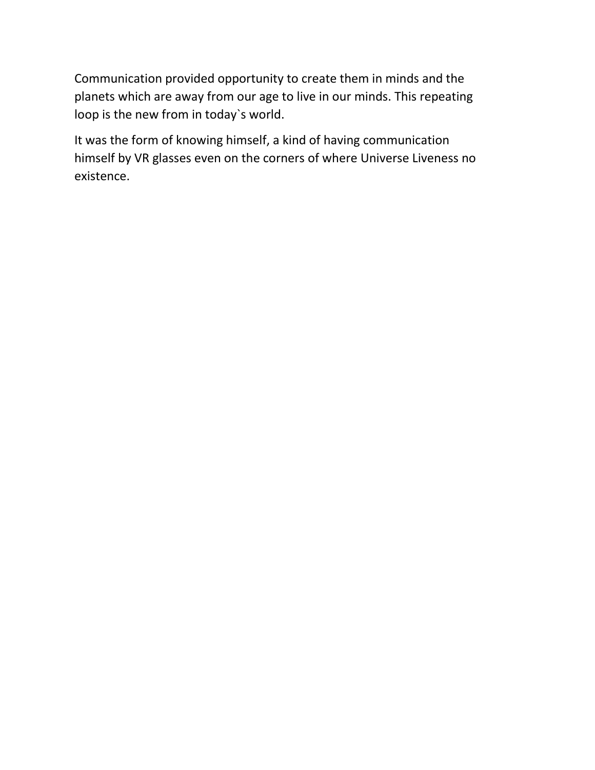Communication provided opportunity to create them in minds and the planets which are away from our age to live in our minds. This repeating loop is the new from in today`s world.

It was the form of knowing himself, a kind of having communication himself by VR glasses even on the corners of where Universe Liveness no existence.